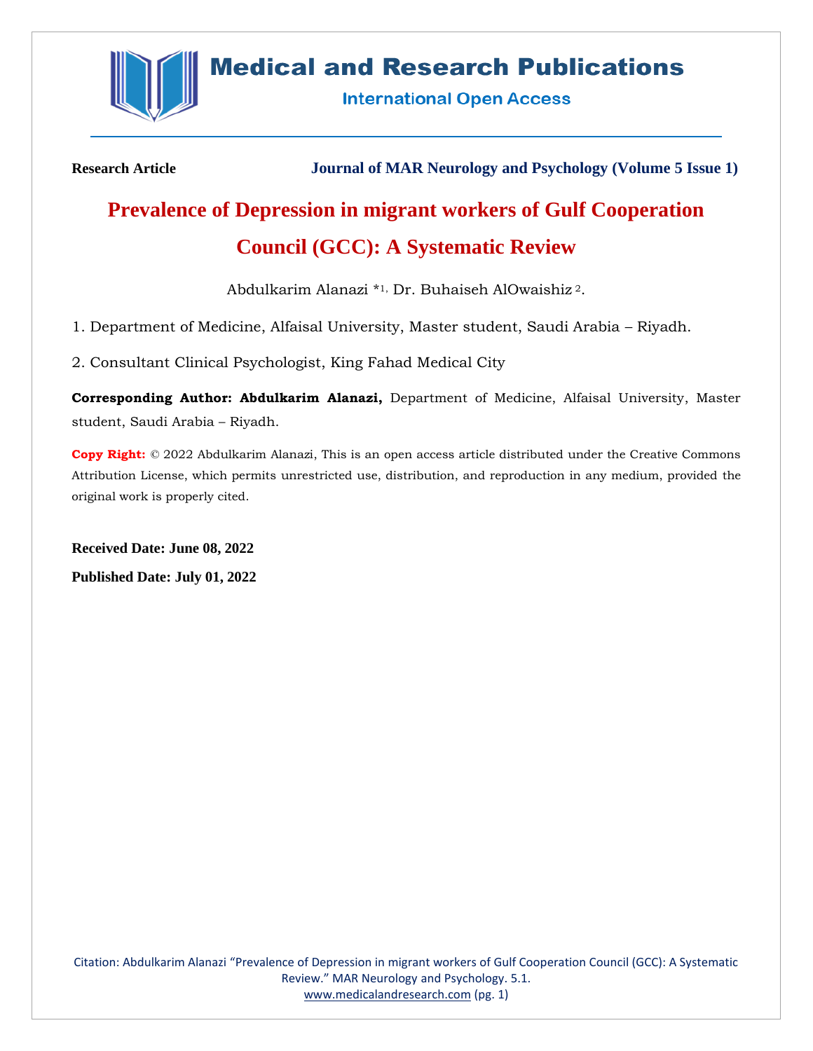**Research Article** **Journal of MAR Neurology and Psychology (Volume 5 Issue 1)**

# Prevalence of Depression in migrant workers of Gulf Cooperation Council (GCC): A Systematic Review

Abdulkarim Alanazi *[1], Dr. Buhaiseh AlOwaishiz [2].

1. Department of Medicine, Alfaisal University, Master student, Saudi Arabia – Riyadh.

2. Consultant Clinical Psychologist, King Fahad Medical City

**Corresponding Author: Abdulkarim Alanazi,** Department of Medicine, Alfaisal University, Master student, Saudi Arabia – Riyadh.

**Copy Right:** © 2022 Abdulkarim Alanazi, This is an open access article distributed under the Creative Commons Attribution License, which permits unrestricted use, distribution, and reproduction in any medium, provided the original work is properly cited.

**Received Date: June 08, 2022**

**Published Date: July 01, 2022**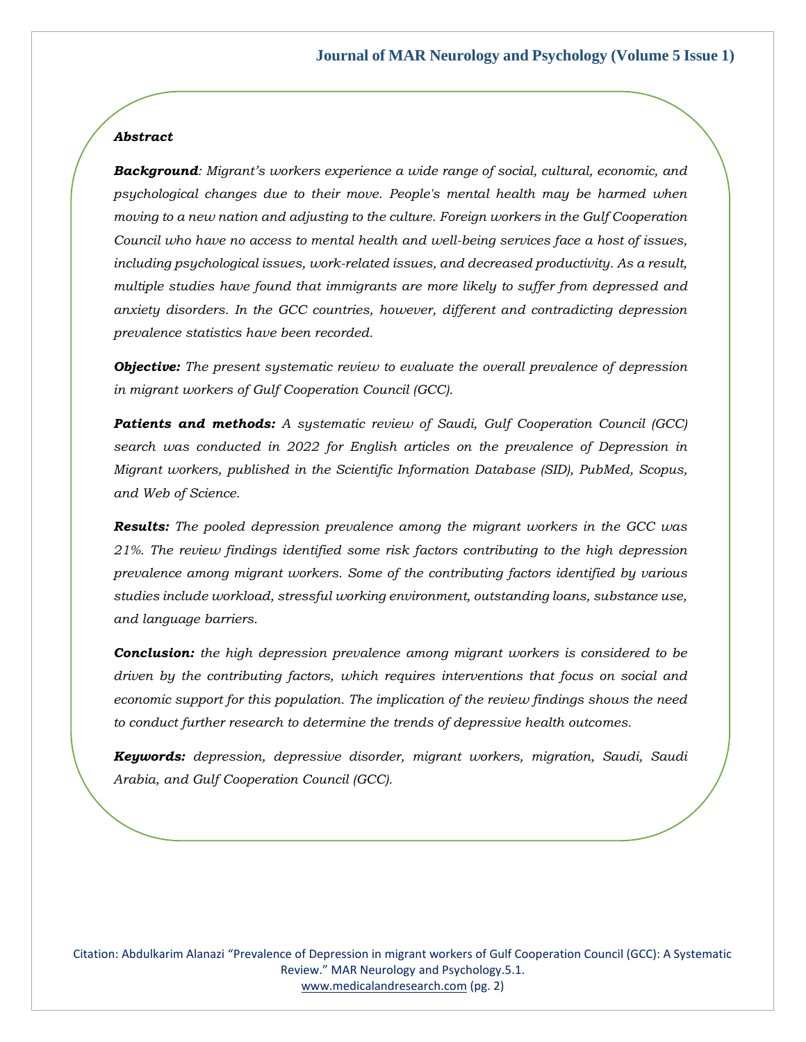***Abstract***

***Background****: Migrant's workers experience a wide range of social, cultural, economic, and psychological changes due to their move. People's mental health may be harmed when moving to a new nation and adjusting to the culture. Foreign workers in the Gulf Cooperation Council who have no access to mental health and well-being services face a host of issues, including psychological issues, work-related issues, and decreased productivity. As a result, multiple studies have found that immigrants are more likely to suffer from depressed and anxiety disorders. In the GCC countries, however, different and contradicting depression prevalence statistics have been recorded.*

***Objective:*** *The present systematic review to evaluate the overall prevalence of depression in migrant workers of Gulf Cooperation Council (GCC).*

***Patients and methods:*** *A systematic review of Saudi, Gulf Cooperation Council (GCC) search was conducted in 2022 for English articles on the prevalence of Depression in Migrant workers, published in the Scientific Information Database (SID), PubMed, Scopus, and Web of Science.*

***Results:*** *The pooled depression prevalence among the migrant workers in the GCC was 21%. The review findings identified some risk factors contributing to the high depression prevalence among migrant workers. Some of the contributing factors identified by various studies include workload, stressful working environment, outstanding loans, substance use, and language barriers.*

***Conclusion:*** *the high depression prevalence among migrant workers is considered to be driven by the contributing factors, which requires interventions that focus on social and economic support for this population. The implication of the review findings shows the need to conduct further research to determine the trends of depressive health outcomes.*

***Keywords:*** *depression, depressive disorder, migrant workers, migration, Saudi, Saudi Arabia, and Gulf Cooperation Council (GCC).*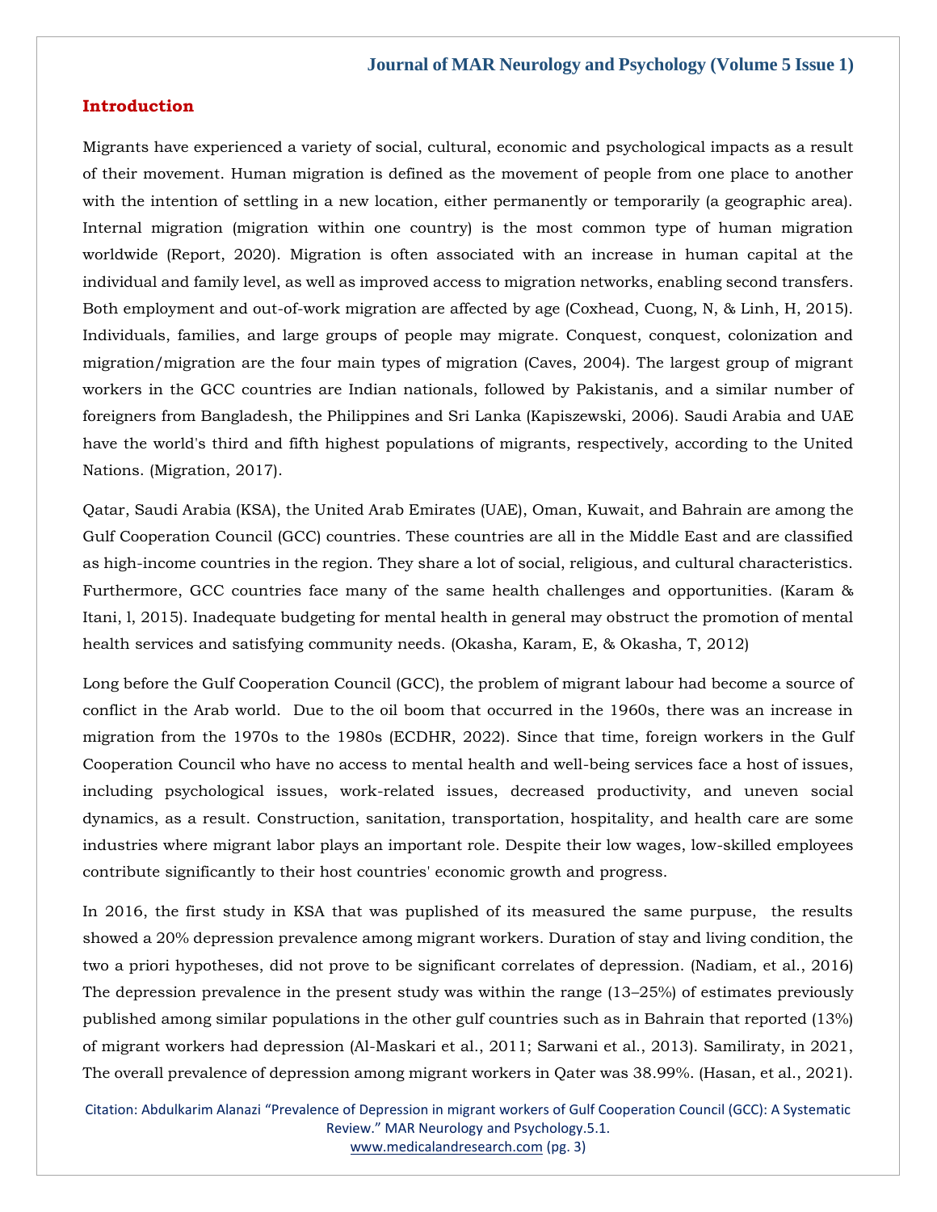## Introduction

Migrants have experienced a variety of social, cultural, economic and psychological impacts as a result of their movement. Human migration is defined as the movement of people from one place to another with the intention of settling in a new location, either permanently or temporarily (a geographic area). Internal migration (migration within one country) is the most common type of human migration worldwide (Report, 2020). Migration is often associated with an increase in human capital at the individual and family level, as well as improved access to migration networks, enabling second transfers. Both employment and out-of-work migration are affected by age (Coxhead, Cuong, N, & Linh, H, 2015). Individuals, families, and large groups of people may migrate. Conquest, conquest, colonization and migration/migration are the four main types of migration (Caves, 2004). The largest group of migrant workers in the GCC countries are Indian nationals, followed by Pakistanis, and a similar number of foreigners from Bangladesh, the Philippines and Sri Lanka (Kapiszewski, 2006). Saudi Arabia and UAE have the world's third and fifth highest populations of migrants, respectively, according to the United Nations. (Migration, 2017).

Qatar, Saudi Arabia (KSA), the United Arab Emirates (UAE), Oman, Kuwait, and Bahrain are among the Gulf Cooperation Council (GCC) countries. These countries are all in the Middle East and are classified as high-income countries in the region. They share a lot of social, religious, and cultural characteristics. Furthermore, GCC countries face many of the same health challenges and opportunities. (Karam & Itani, l, 2015). Inadequate budgeting for mental health in general may obstruct the promotion of mental health services and satisfying community needs. (Okasha, Karam, E, & Okasha, T, 2012)

Long before the Gulf Cooperation Council (GCC), the problem of migrant labour had become a source of conflict in the Arab world. Due to the oil boom that occurred in the 1960s, there was an increase in migration from the 1970s to the 1980s (ECDHR, 2022). Since that time, foreign workers in the Gulf Cooperation Council who have no access to mental health and well-being services face a host of issues, including psychological issues, work-related issues, decreased productivity, and uneven social dynamics, as a result. Construction, sanitation, transportation, hospitality, and health care are some industries where migrant labor plays an important role. Despite their low wages, low-skilled employees contribute significantly to their host countries' economic growth and progress.

In 2016, the first study in KSA that was puplished of its measured the same purpuse, the results showed a 20% depression prevalence among migrant workers. Duration of stay and living condition, the two a priori hypotheses, did not prove to be significant correlates of depression. (Nadiam, et al., 2016) The depression prevalence in the present study was within the range (13–25%) of estimates previously published among similar populations in the other gulf countries such as in Bahrain that reported (13%) of migrant workers had depression (Al-Maskari et al., 2011; Sarwani et al., 2013). Samiliraty, in 2021, The overall prevalence of depression among migrant workers in Qater was 38.99%. (Hasan, et al., 2021).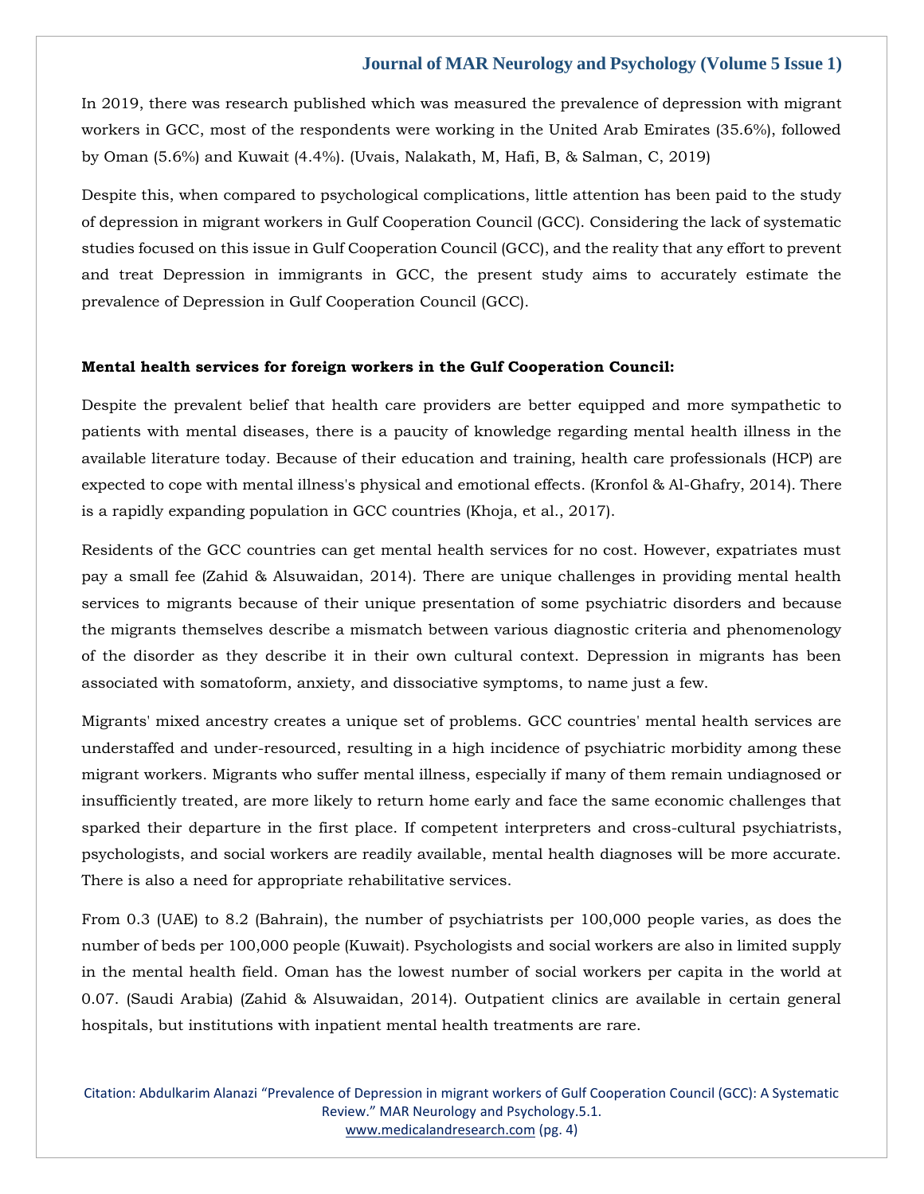In 2019, there was research published which was measured the prevalence of depression with migrant workers in GCC, most of the respondents were working in the United Arab Emirates (35.6%), followed by Oman (5.6%) and Kuwait (4.4%). (Uvais, Nalakath, M, Hafi, B, & Salman, C, 2019)

Despite this, when compared to psychological complications, little attention has been paid to the study of depression in migrant workers in Gulf Cooperation Council (GCC). Considering the lack of systematic studies focused on this issue in Gulf Cooperation Council (GCC), and the reality that any effort to prevent and treat Depression in immigrants in GCC, the present study aims to accurately estimate the prevalence of Depression in Gulf Cooperation Council (GCC).

**Mental health services for foreign workers in the Gulf Cooperation Council:**

Despite the prevalent belief that health care providers are better equipped and more sympathetic to patients with mental diseases, there is a paucity of knowledge regarding mental health illness in the available literature today. Because of their education and training, health care professionals (HCP) are expected to cope with mental illness's physical and emotional effects. (Kronfol & Al-Ghafry, 2014). There is a rapidly expanding population in GCC countries (Khoja, et al., 2017).

Residents of the GCC countries can get mental health services for no cost. However, expatriates must pay a small fee (Zahid & Alsuwaidan, 2014). There are unique challenges in providing mental health services to migrants because of their unique presentation of some psychiatric disorders and because the migrants themselves describe a mismatch between various diagnostic criteria and phenomenology of the disorder as they describe it in their own cultural context. Depression in migrants has been associated with somatoform, anxiety, and dissociative symptoms, to name just a few.

Migrants' mixed ancestry creates a unique set of problems. GCC countries' mental health services are understaffed and under-resourced, resulting in a high incidence of psychiatric morbidity among these migrant workers. Migrants who suffer mental illness, especially if many of them remain undiagnosed or insufficiently treated, are more likely to return home early and face the same economic challenges that sparked their departure in the first place. If competent interpreters and cross-cultural psychiatrists, psychologists, and social workers are readily available, mental health diagnoses will be more accurate. There is also a need for appropriate rehabilitative services.

From 0.3 (UAE) to 8.2 (Bahrain), the number of psychiatrists per 100,000 people varies, as does the number of beds per 100,000 people (Kuwait). Psychologists and social workers are also in limited supply in the mental health field. Oman has the lowest number of social workers per capita in the world at 0.07. (Saudi Arabia) (Zahid & Alsuwaidan, 2014). Outpatient clinics are available in certain general hospitals, but institutions with inpatient mental health treatments are rare.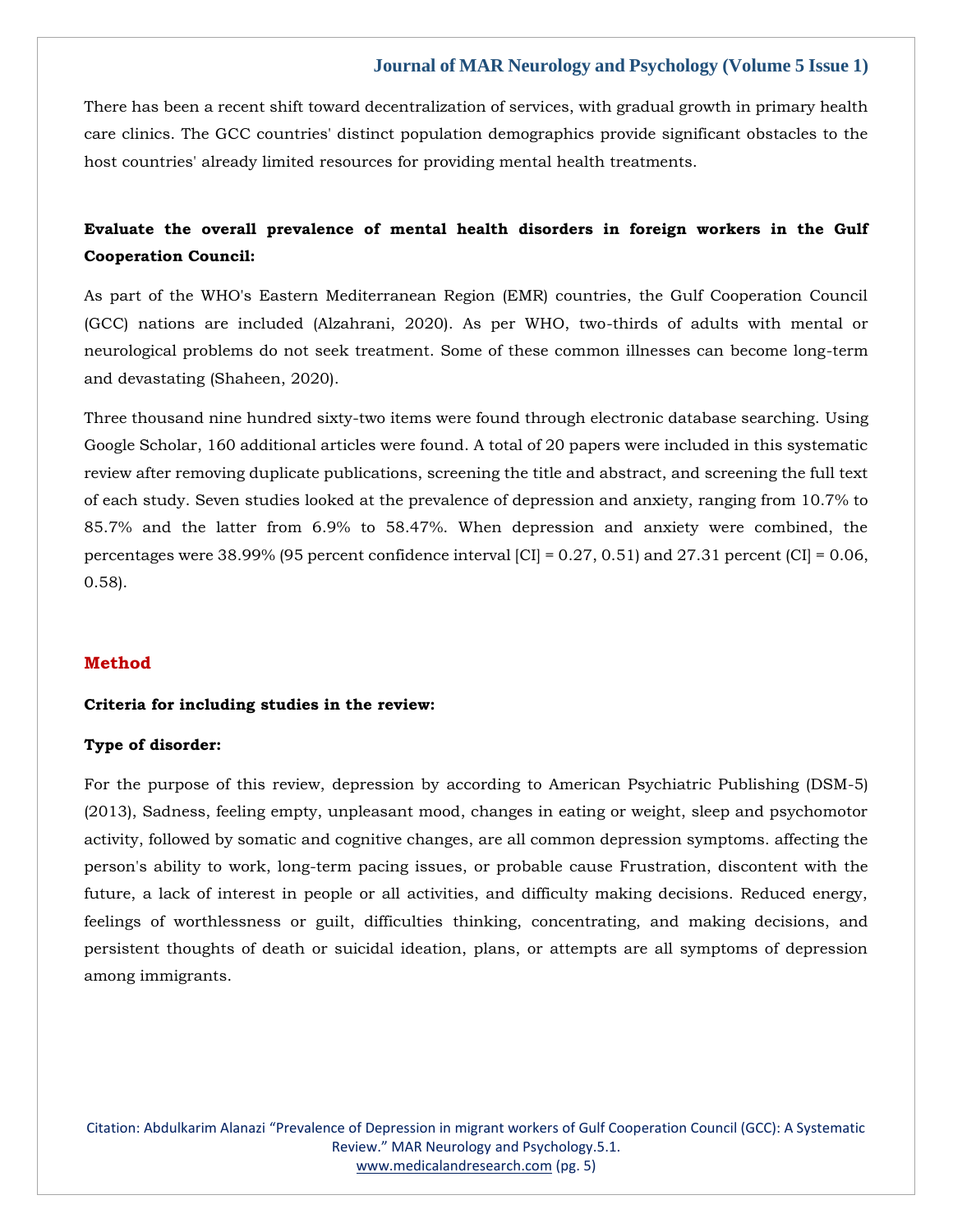There has been a recent shift toward decentralization of services, with gradual growth in primary health care clinics. The GCC countries' distinct population demographics provide significant obstacles to the host countries' already limited resources for providing mental health treatments.

### Evaluate the overall prevalence of mental health disorders in foreign workers in the Gulf Cooperation Council:

As part of the WHO's Eastern Mediterranean Region (EMR) countries, the Gulf Cooperation Council (GCC) nations are included (Alzahrani, 2020). As per WHO, two-thirds of adults with mental or neurological problems do not seek treatment. Some of these common illnesses can become long-term and devastating (Shaheen, 2020).

Three thousand nine hundred sixty-two items were found through electronic database searching. Using Google Scholar, 160 additional articles were found. A total of 20 papers were included in this systematic review after removing duplicate publications, screening the title and abstract, and screening the full text of each study. Seven studies looked at the prevalence of depression and anxiety, ranging from 10.7% to 85.7% and the latter from 6.9% to 58.47%. When depression and anxiety were combined, the percentages were 38.99% (95 percent confidence interval [CI] = 0.27, 0.51) and 27.31 percent (CI] = 0.06, 0.58).

## Method

### Criteria for including studies in the review:

### Type of disorder:

For the purpose of this review, depression by according to American Psychiatric Publishing (DSM-5) (2013), Sadness, feeling empty, unpleasant mood, changes in eating or weight, sleep and psychomotor activity, followed by somatic and cognitive changes, are all common depression symptoms. affecting the person's ability to work, long-term pacing issues, or probable cause Frustration, discontent with the future, a lack of interest in people or all activities, and difficulty making decisions. Reduced energy, feelings of worthlessness or guilt, difficulties thinking, concentrating, and making decisions, and persistent thoughts of death or suicidal ideation, plans, or attempts are all symptoms of depression among immigrants.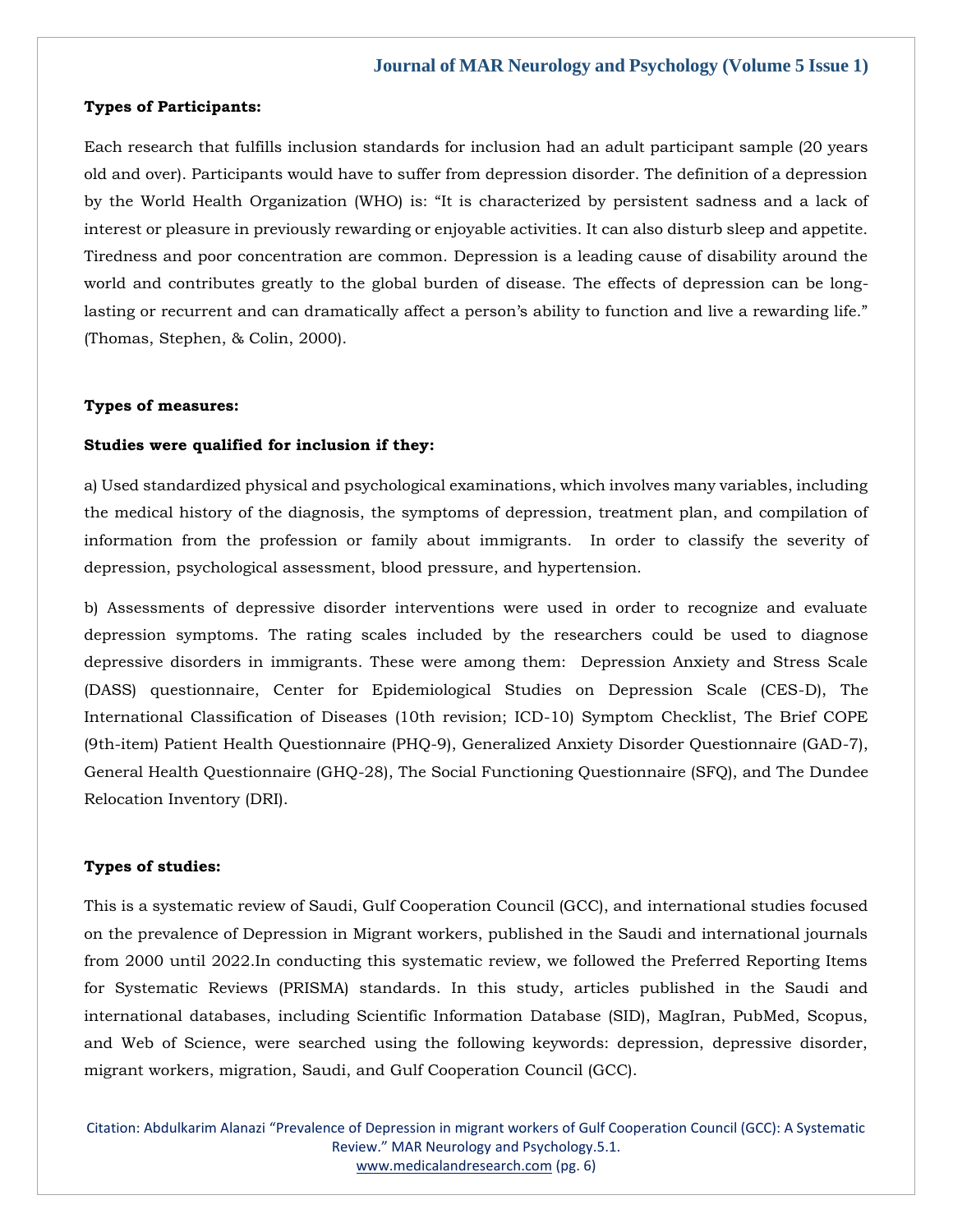**Types of Participants:**

Each research that fulfills inclusion standards for inclusion had an adult participant sample (20 years old and over). Participants would have to suffer from depression disorder. The definition of a depression by the World Health Organization (WHO) is: "It is characterized by persistent sadness and a lack of interest or pleasure in previously rewarding or enjoyable activities. It can also disturb sleep and appetite. Tiredness and poor concentration are common. Depression is a leading cause of disability around the world and contributes greatly to the global burden of disease. The effects of depression can be long-lasting or recurrent and can dramatically affect a person's ability to function and live a rewarding life." (Thomas, Stephen, & Colin, 2000).

**Types of measures:**

**Studies were qualified for inclusion if they:**

a) Used standardized physical and psychological examinations, which involves many variables, including the medical history of the diagnosis, the symptoms of depression, treatment plan, and compilation of information from the profession or family about immigrants. In order to classify the severity of depression, psychological assessment, blood pressure, and hypertension.

b) Assessments of depressive disorder interventions were used in order to recognize and evaluate depression symptoms. The rating scales included by the researchers could be used to diagnose depressive disorders in immigrants. These were among them: Depression Anxiety and Stress Scale (DASS) questionnaire, Center for Epidemiological Studies on Depression Scale (CES-D), The International Classification of Diseases (10th revision; ICD-10) Symptom Checklist, The Brief COPE (9th-item) Patient Health Questionnaire (PHQ-9), Generalized Anxiety Disorder Questionnaire (GAD-7), General Health Questionnaire (GHQ-28), The Social Functioning Questionnaire (SFQ), and The Dundee Relocation Inventory (DRI).

**Types of studies:**

This is a systematic review of Saudi, Gulf Cooperation Council (GCC), and international studies focused on the prevalence of Depression in Migrant workers, published in the Saudi and international journals from 2000 until 2022.In conducting this systematic review, we followed the Preferred Reporting Items for Systematic Reviews (PRISMA) standards. In this study, articles published in the Saudi and international databases, including Scientific Information Database (SID), MagIran, PubMed, Scopus, and Web of Science, were searched using the following keywords: depression, depressive disorder, migrant workers, migration, Saudi, and Gulf Cooperation Council (GCC).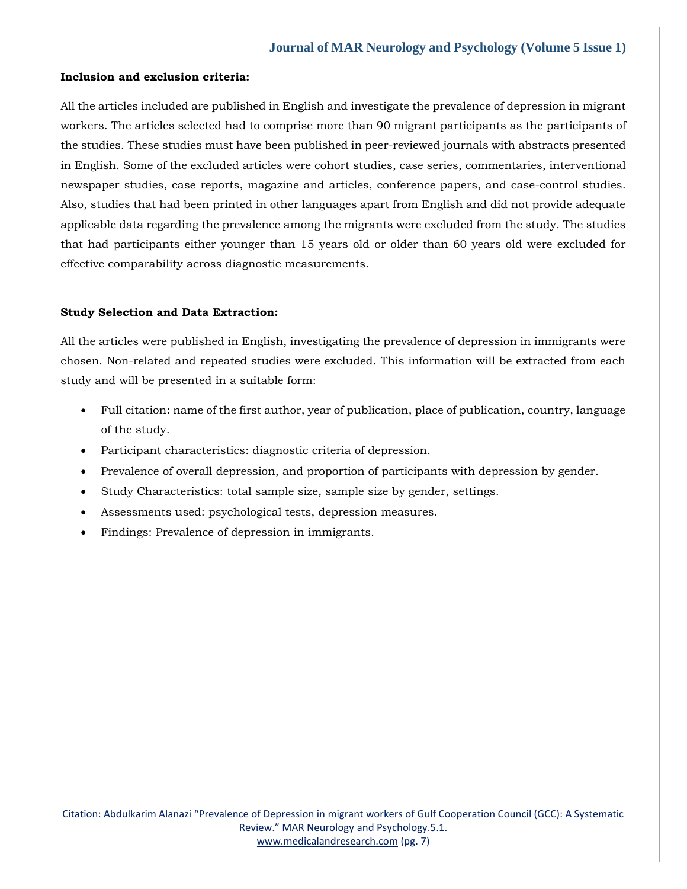**Inclusion and exclusion criteria:**

All the articles included are published in English and investigate the prevalence of depression in migrant workers. The articles selected had to comprise more than 90 migrant participants as the participants of the studies. These studies must have been published in peer-reviewed journals with abstracts presented in English. Some of the excluded articles were cohort studies, case series, commentaries, interventional newspaper studies, case reports, magazine and articles, conference papers, and case-control studies. Also, studies that had been printed in other languages apart from English and did not provide adequate applicable data regarding the prevalence among the migrants were excluded from the study. The studies that had participants either younger than 15 years old or older than 60 years old were excluded for effective comparability across diagnostic measurements.

**Study Selection and Data Extraction:**

All the articles were published in English, investigating the prevalence of depression in immigrants were chosen. Non-related and repeated studies were excluded. This information will be extracted from each study and will be presented in a suitable form:

- Full citation: name of the first author, year of publication, place of publication, country, language of the study.
- Participant characteristics: diagnostic criteria of depression.
- Prevalence of overall depression, and proportion of participants with depression by gender.
- Study Characteristics: total sample size, sample size by gender, settings.
- Assessments used: psychological tests, depression measures.
- Findings: Prevalence of depression in immigrants.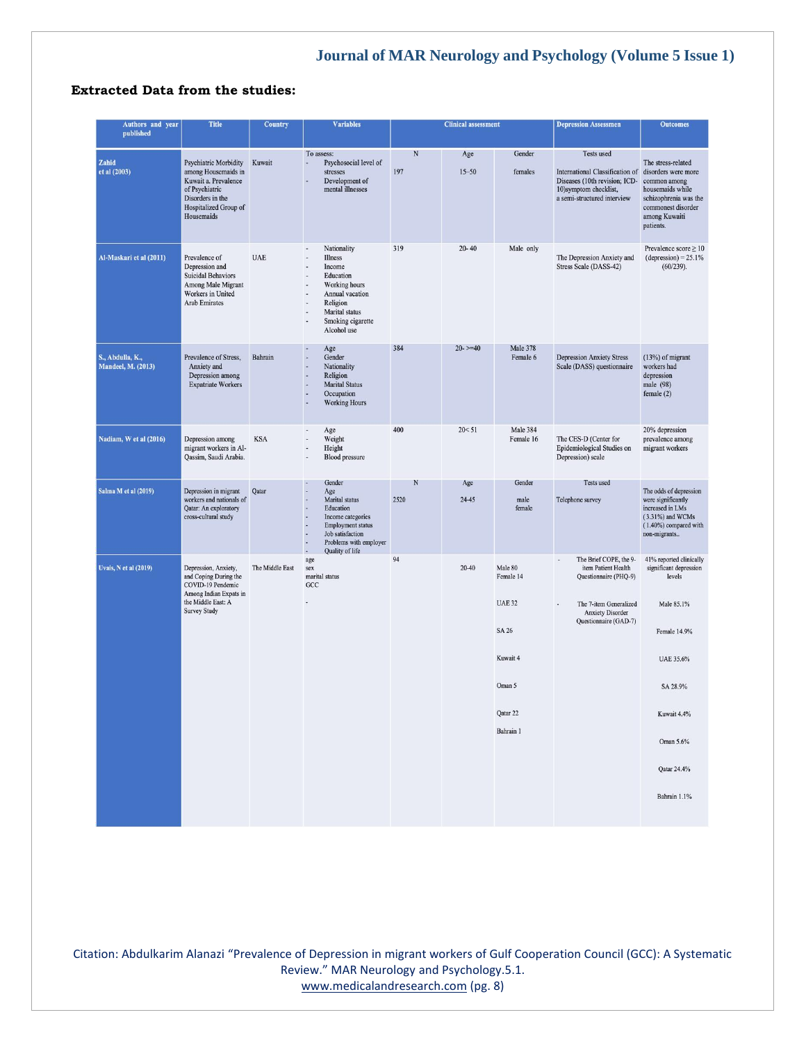**Extracted Data from the studies:**

| Authors and year published | Title | Country | Variables | Clinical assessment | | | Depression Assessmen | Outcomes |
|---|---|---|---|---|---|---|---|---|
| | | | | N | Age | Gender | Tests used | |
| Zahid et al (2003) | Psychiatric Morbidity among Housemaids in Kuwait a. Prevalence of Psychiatric Disorders in the Hospitalized Group of Housemaids | Kuwait | To assess: - Psychosocial level of stresses - Development of mental illnesses | 197 | 15–50 | females | International Classification of Diseases (10th revision; ICD-10)symptom checklist, a semi-structured interview | The stress-related disorders were more common among housemaids while schizophrenia was the commonest disorder among Kuwaiti patients. |
| Al-Maskari et al (2011) | Prevalence of Depression and Suicidal Behaviors Among Male Migrant Workers in United Arab Emirates | UAE | - Nationality - Illness - Income - Education - Working hours - Annual vacation - Religion - Marital status - Smoking cigarette - Alcohol use | 319 | 20- 40 | Male only | The Depression Anxiety and Stress Scale (DASS-42) | Prevalence score ≥ 10 (depression) = 25.1% (60/239). |
| S., Abdulla, K., Mandeel, M. (2013) | Prevalence of Stress, Anxiety and Depression among Expatriate Workers | Bahrain | - Age - Gender - Nationality - Religion - Marital Status - Occupation - Working Hours | 384 | 20- >=40 | Male 378 Female 6 | Depression Anxiety Stress Scale (DASS) questionnaire | (13%) of migrant workers had depression male (98) female (2) |
| Nadiam, W et al (2016) | Depression among migrant workers in Al-Qassim, Saudi Arabia. | KSA | - Age - Weight - Height - Blood pressure | 400 | 20< 51 | Male 384 Female 16 | The CES-D (Center for Epidemiological Studies on Depression) scale | 20% depression prevalence among migrant workers |
| | | | | N | Age | Gender | Tests used | |
| Salma M et al (2019) | Depression in migrant workers and nationals of Qatar: An exploratory cross-cultural study | Qatar | - Gender - Age - Marital status - Education - Income categories - Employment status - Job satisfaction - Problems with employer - Quality of life | 2520 | 24-45 | male female | Telephone survey | The odds of depression were significantly increased in LMs (3.31%) and WCMs (1.40%) compared with non-migrants.. |
| Uvais, N et al (2019) | Depression, Anxiety, and Coping During the COVID-19 Pendemic Among Indian Expats in the Middle East: A Survey Study | The Middle East | age sex marital status GCC - | 94 | 20-40 | Male 80 Female 14 UAE 32 SA 26 Kuwait 4 Oman 5 Qatar 22 Bahrain 1 | - The Brief COPE, the 9-item Patient Health Questionnaire (PHQ-9) - The 7-item Generalized Anxiety Disorder Questionnaire (GAD-7) | 41% reported clinically significant depression levels Male 85.1% Female 14.9% UAE 35.6% SA 28.9% Kuwait 4.4% Oman 5.6% Qatar 24.4% Bahrain 1.1% |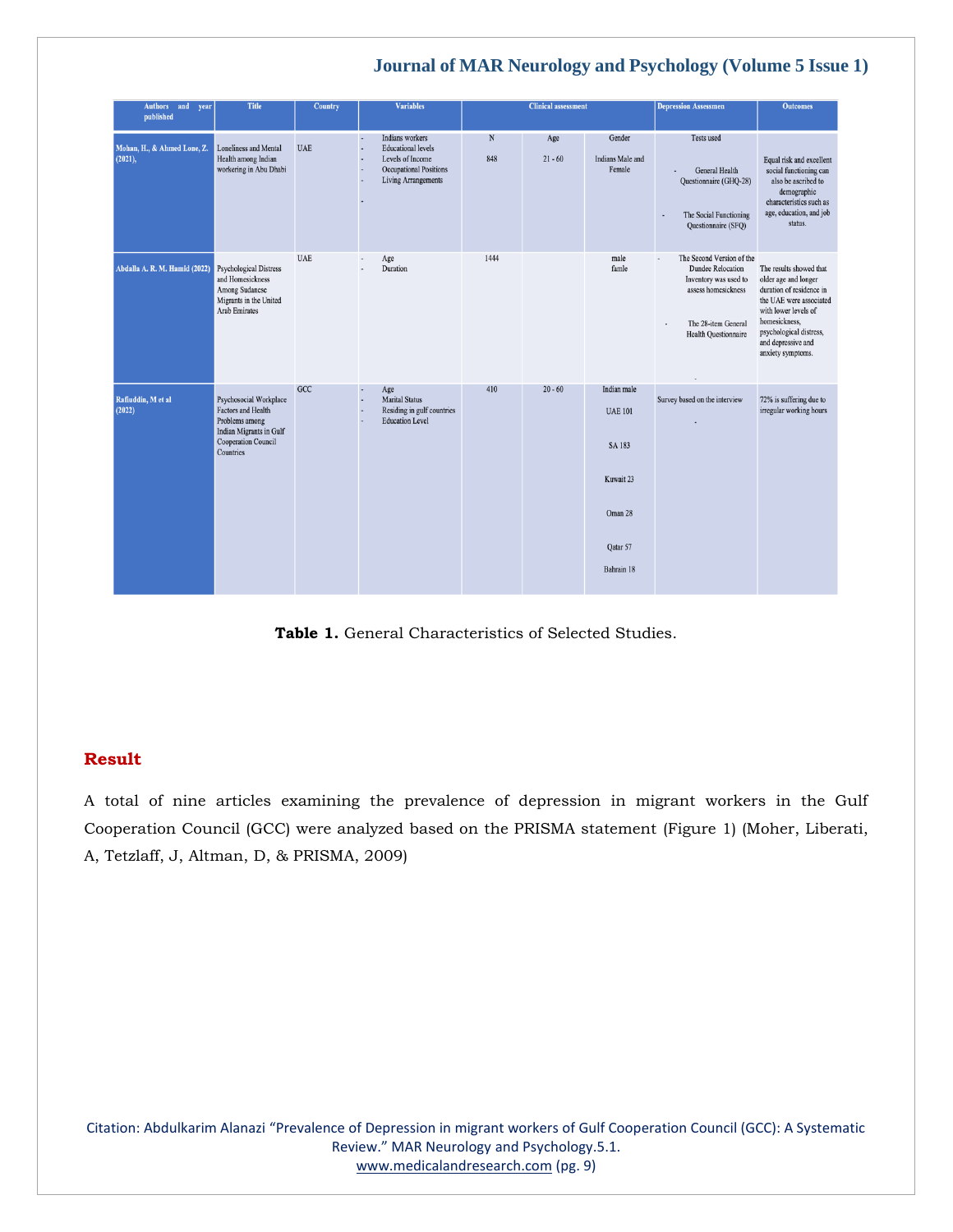| Authors and year published | Title | Country | Variables | Clinical assessment | | | Depression Assessmen | Outcomes |
|---|---|---|---|---|---|---|---|---|
| | | | | N | Age | Gender | Tests used | |
| Mohan, H., & Ahmed Lone, Z. (2021), | Loneliness and Mental Health among Indian workering in Abu Dhabi | UAE | - Indians workers<br>- Educational levels<br>- Levels of Income<br>- Occupational Positions<br>- Living Arrangements<br>- | 848 | 21 - 60 | Indians Male and Female | - General Health Questionnaire (GHQ-28)<br>- The Social Functioning Questionnaire (SFQ) | Equal risk and excellent social functioning can also be ascribed to demographic characteristics such as age, education, and job status. |
| Abdalla A. R. M. Hamid (2022) | Psychological Distress and Homesickness Among Sudanese Migrants in the United Arab Emirates | UAE | - Age<br>- Duration | 1444 | | male<br>famle | - The Second Version of the Dundee Relocation Inventory was used to assess homesickness<br>- The 28-item General Health Questionnaire<br>- | The results showed that older age and longer duration of residence in the UAE were associated with lower levels of homesickness, psychological distress, and depressive and anxiety symptoms. |
| Rafiuddin, M et al (2022) | Psychosocial Workplace Factors and Health Problems among Indian Migrants in Gulf Cooperation Council Countries | GCC | - Age<br>- Marital Status<br>- Residing in gulf countries<br>- Education Level | 410 | 20 - 60 | Indian male<br>UAE 101<br>SA 183<br>Kuwait 23<br>Oman 28<br>Qatar 57<br>Bahrain 18 | Survey based on the interview<br>- | 72% is suffering due to irregular working hours |

**Table 1.** General Characteristics of Selected Studies.

## Result

A total of nine articles examining the prevalence of depression in migrant workers in the Gulf Cooperation Council (GCC) were analyzed based on the PRISMA statement (Figure 1) (Moher, Liberati, A, Tetzlaff, J, Altman, D, & PRISMA, 2009)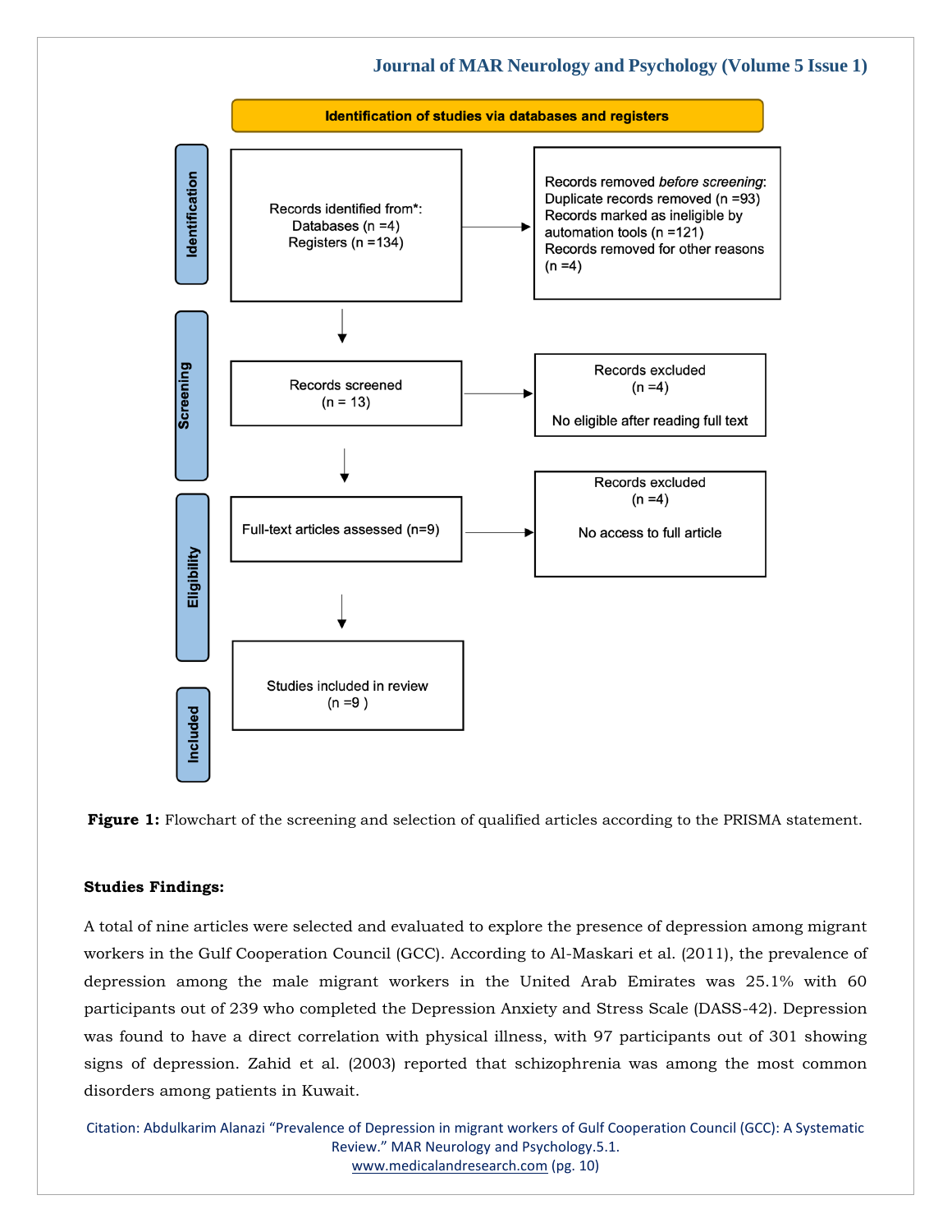Identification of studies via databases and registers

| Stage | | |
|---|---|---|
| Identification | Records identified from*: Databases (n =4) Registers (n =134) | Records removed *before screening*: Duplicate records removed (n =93) Records marked as ineligible by automation tools (n =121) Records removed for other reasons (n =4) |
| Screening | Records screened (n = 13) | Records excluded (n =4) No eligible after reading full text |
| Eligibility | Full-text articles assessed (n=9) | Records excluded (n =4) No access to full article |
| Included | Studies included in review (n =9 ) | |

**Figure 1:** Flowchart of the screening and selection of qualified articles according to the PRISMA statement.

**Studies Findings:**

A total of nine articles were selected and evaluated to explore the presence of depression among migrant workers in the Gulf Cooperation Council (GCC). According to Al-Maskari et al. (2011), the prevalence of depression among the male migrant workers in the United Arab Emirates was 25.1% with 60 participants out of 239 who completed the Depression Anxiety and Stress Scale (DASS-42). Depression was found to have a direct correlation with physical illness, with 97 participants out of 301 showing signs of depression. Zahid et al. (2003) reported that schizophrenia was among the most common disorders among patients in Kuwait.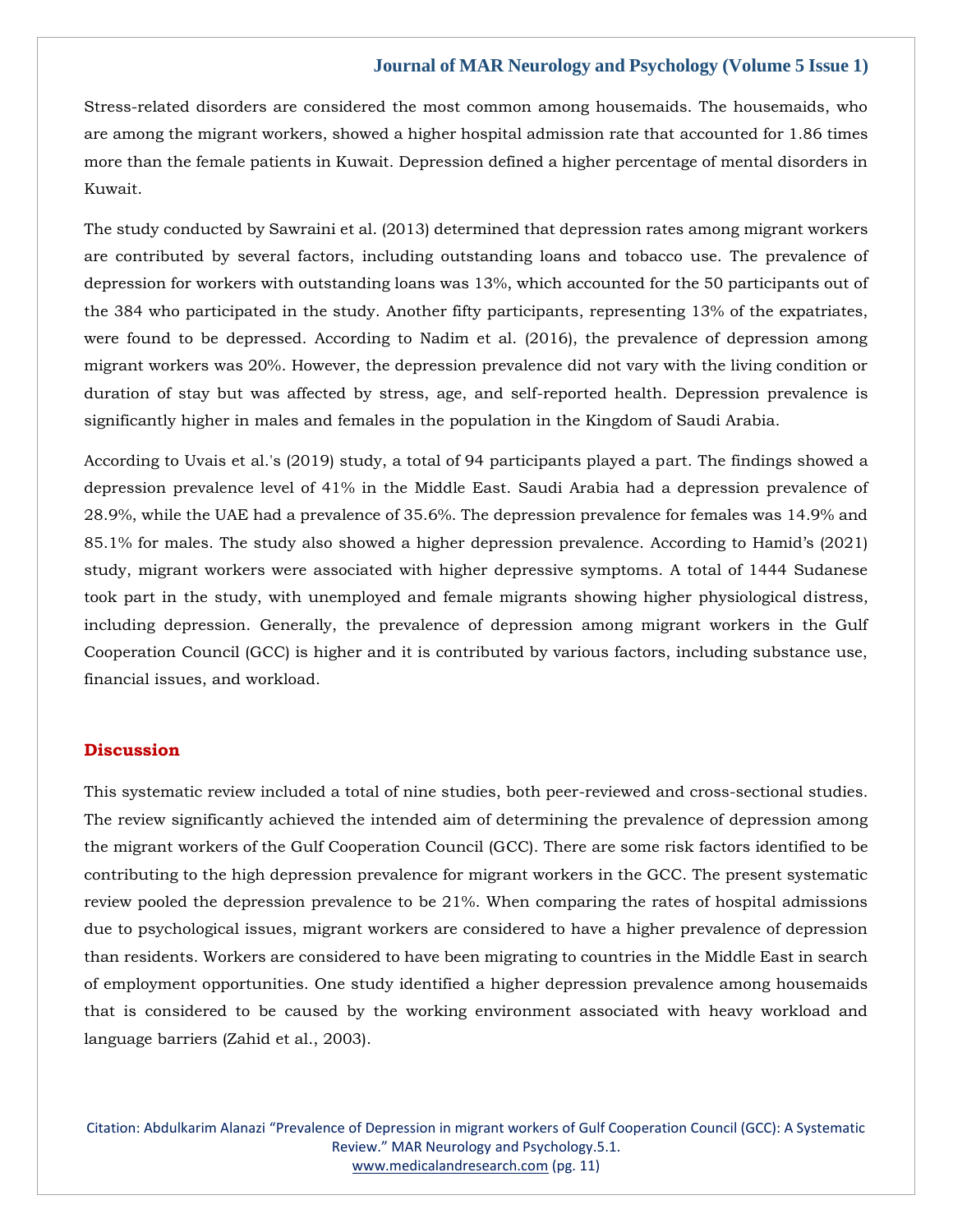Stress-related disorders are considered the most common among housemaids. The housemaids, who are among the migrant workers, showed a higher hospital admission rate that accounted for 1.86 times more than the female patients in Kuwait. Depression defined a higher percentage of mental disorders in Kuwait.

The study conducted by Sawraini et al. (2013) determined that depression rates among migrant workers are contributed by several factors, including outstanding loans and tobacco use. The prevalence of depression for workers with outstanding loans was 13%, which accounted for the 50 participants out of the 384 who participated in the study. Another fifty participants, representing 13% of the expatriates, were found to be depressed. According to Nadim et al. (2016), the prevalence of depression among migrant workers was 20%. However, the depression prevalence did not vary with the living condition or duration of stay but was affected by stress, age, and self-reported health. Depression prevalence is significantly higher in males and females in the population in the Kingdom of Saudi Arabia.

According to Uvais et al.'s (2019) study, a total of 94 participants played a part. The findings showed a depression prevalence level of 41% in the Middle East. Saudi Arabia had a depression prevalence of 28.9%, while the UAE had a prevalence of 35.6%. The depression prevalence for females was 14.9% and 85.1% for males. The study also showed a higher depression prevalence. According to Hamid's (2021) study, migrant workers were associated with higher depressive symptoms. A total of 1444 Sudanese took part in the study, with unemployed and female migrants showing higher physiological distress, including depression. Generally, the prevalence of depression among migrant workers in the Gulf Cooperation Council (GCC) is higher and it is contributed by various factors, including substance use, financial issues, and workload.

## Discussion

This systematic review included a total of nine studies, both peer-reviewed and cross-sectional studies. The review significantly achieved the intended aim of determining the prevalence of depression among the migrant workers of the Gulf Cooperation Council (GCC). There are some risk factors identified to be contributing to the high depression prevalence for migrant workers in the GCC. The present systematic review pooled the depression prevalence to be 21%. When comparing the rates of hospital admissions due to psychological issues, migrant workers are considered to have a higher prevalence of depression than residents. Workers are considered to have been migrating to countries in the Middle East in search of employment opportunities. One study identified a higher depression prevalence among housemaids that is considered to be caused by the working environment associated with heavy workload and language barriers (Zahid et al., 2003).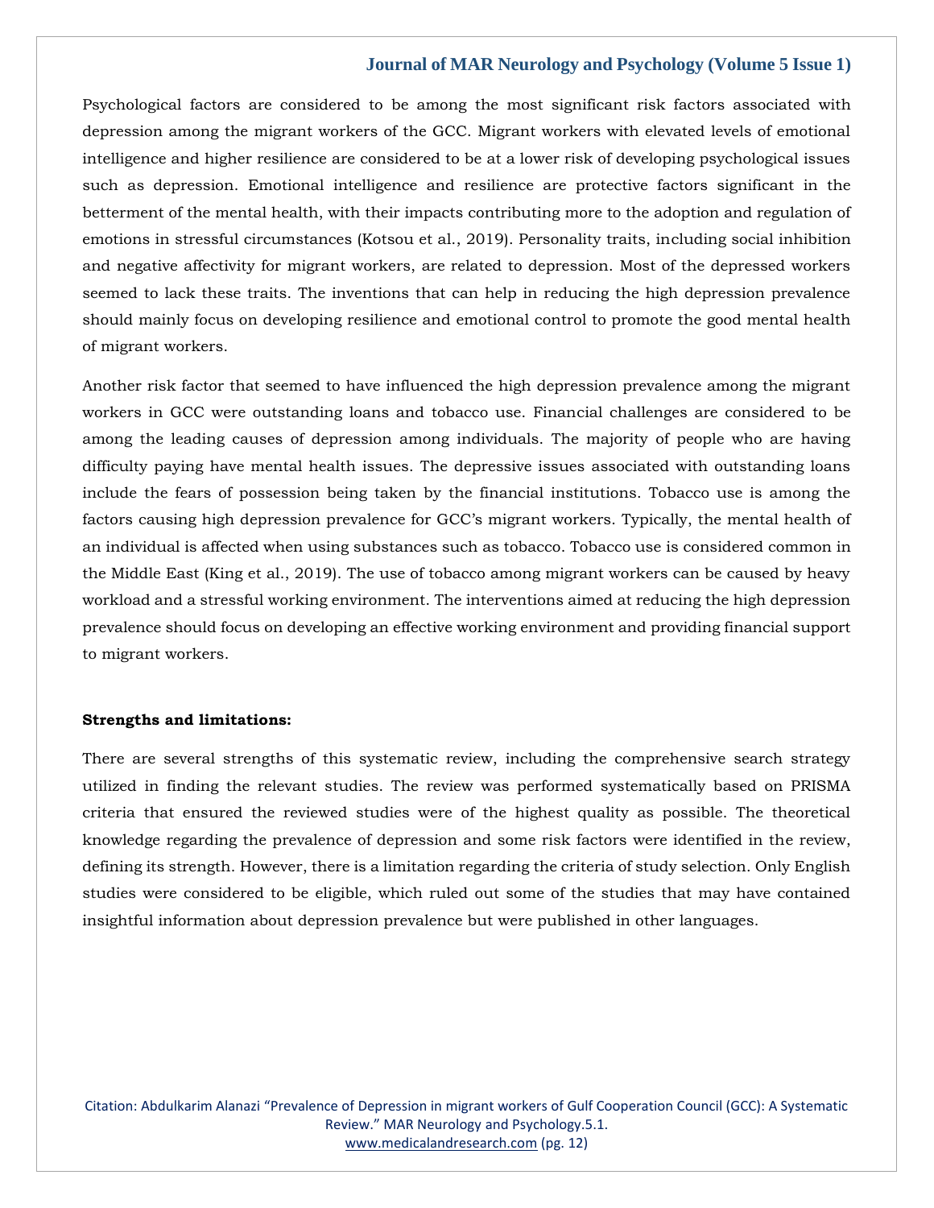Psychological factors are considered to be among the most significant risk factors associated with depression among the migrant workers of the GCC. Migrant workers with elevated levels of emotional intelligence and higher resilience are considered to be at a lower risk of developing psychological issues such as depression. Emotional intelligence and resilience are protective factors significant in the betterment of the mental health, with their impacts contributing more to the adoption and regulation of emotions in stressful circumstances (Kotsou et al., 2019). Personality traits, including social inhibition and negative affectivity for migrant workers, are related to depression. Most of the depressed workers seemed to lack these traits. The inventions that can help in reducing the high depression prevalence should mainly focus on developing resilience and emotional control to promote the good mental health of migrant workers.

Another risk factor that seemed to have influenced the high depression prevalence among the migrant workers in GCC were outstanding loans and tobacco use. Financial challenges are considered to be among the leading causes of depression among individuals. The majority of people who are having difficulty paying have mental health issues. The depressive issues associated with outstanding loans include the fears of possession being taken by the financial institutions. Tobacco use is among the factors causing high depression prevalence for GCC's migrant workers. Typically, the mental health of an individual is affected when using substances such as tobacco. Tobacco use is considered common in the Middle East (King et al., 2019). The use of tobacco among migrant workers can be caused by heavy workload and a stressful working environment. The interventions aimed at reducing the high depression prevalence should focus on developing an effective working environment and providing financial support to migrant workers.

**Strengths and limitations:**

There are several strengths of this systematic review, including the comprehensive search strategy utilized in finding the relevant studies. The review was performed systematically based on PRISMA criteria that ensured the reviewed studies were of the highest quality as possible. The theoretical knowledge regarding the prevalence of depression and some risk factors were identified in the review, defining its strength. However, there is a limitation regarding the criteria of study selection. Only English studies were considered to be eligible, which ruled out some of the studies that may have contained insightful information about depression prevalence but were published in other languages.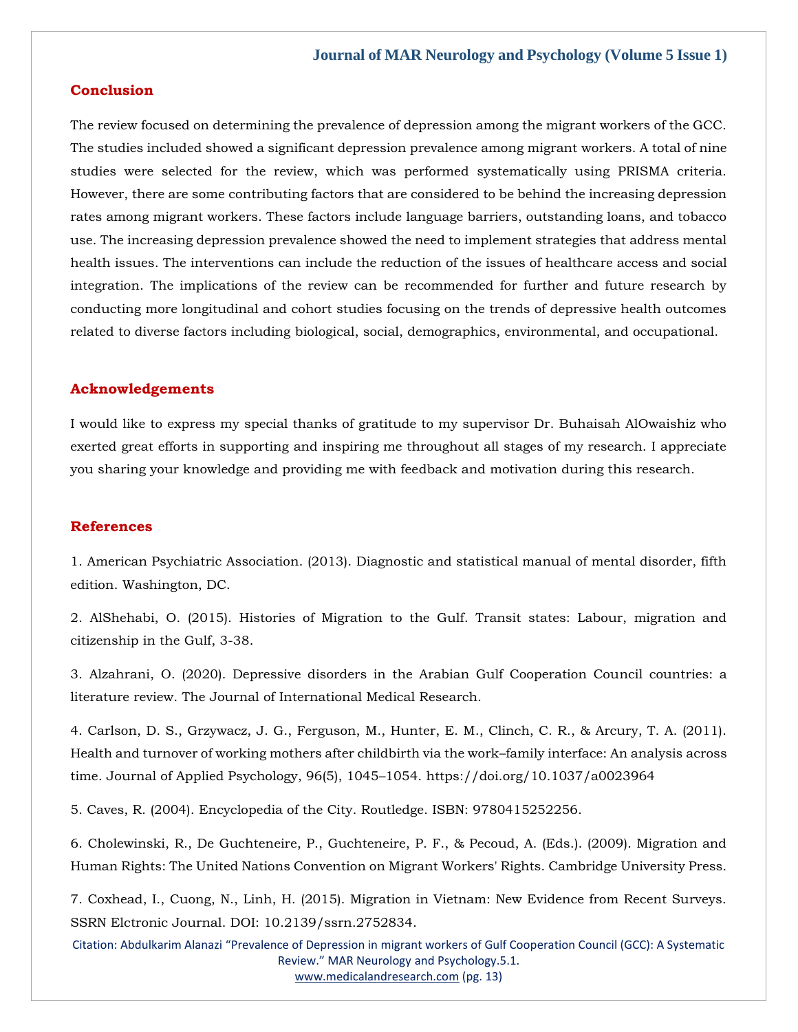## Conclusion

The review focused on determining the prevalence of depression among the migrant workers of the GCC. The studies included showed a significant depression prevalence among migrant workers. A total of nine studies were selected for the review, which was performed systematically using PRISMA criteria. However, there are some contributing factors that are considered to be behind the increasing depression rates among migrant workers. These factors include language barriers, outstanding loans, and tobacco use. The increasing depression prevalence showed the need to implement strategies that address mental health issues. The interventions can include the reduction of the issues of healthcare access and social integration. The implications of the review can be recommended for further and future research by conducting more longitudinal and cohort studies focusing on the trends of depressive health outcomes related to diverse factors including biological, social, demographics, environmental, and occupational.

## Acknowledgements

I would like to express my special thanks of gratitude to my supervisor Dr. Buhaisah AlOwaishiz who exerted great efforts in supporting and inspiring me throughout all stages of my research. I appreciate you sharing your knowledge and providing me with feedback and motivation during this research.

## References

1. American Psychiatric Association. (2013). Diagnostic and statistical manual of mental disorder, fifth edition. Washington, DC.

2. AlShehabi, O. (2015). Histories of Migration to the Gulf. Transit states: Labour, migration and citizenship in the Gulf, 3-38.

3. Alzahrani, O. (2020). Depressive disorders in the Arabian Gulf Cooperation Council countries: a literature review. The Journal of International Medical Research.

4. Carlson, D. S., Grzywacz, J. G., Ferguson, M., Hunter, E. M., Clinch, C. R., & Arcury, T. A. (2011). Health and turnover of working mothers after childbirth via the work–family interface: An analysis across time. Journal of Applied Psychology, 96(5), 1045–1054. https://doi.org/10.1037/a0023964

5. Caves, R. (2004). Encyclopedia of the City. Routledge. ISBN: 9780415252256.

6. Cholewinski, R., De Guchteneire, P., Guchteneire, P. F., & Pecoud, A. (Eds.). (2009). Migration and Human Rights: The United Nations Convention on Migrant Workers' Rights. Cambridge University Press.

7. Coxhead, I., Cuong, N., Linh, H. (2015). Migration in Vietnam: New Evidence from Recent Surveys. SSRN Elctronic Journal. DOI: 10.2139/ssrn.2752834.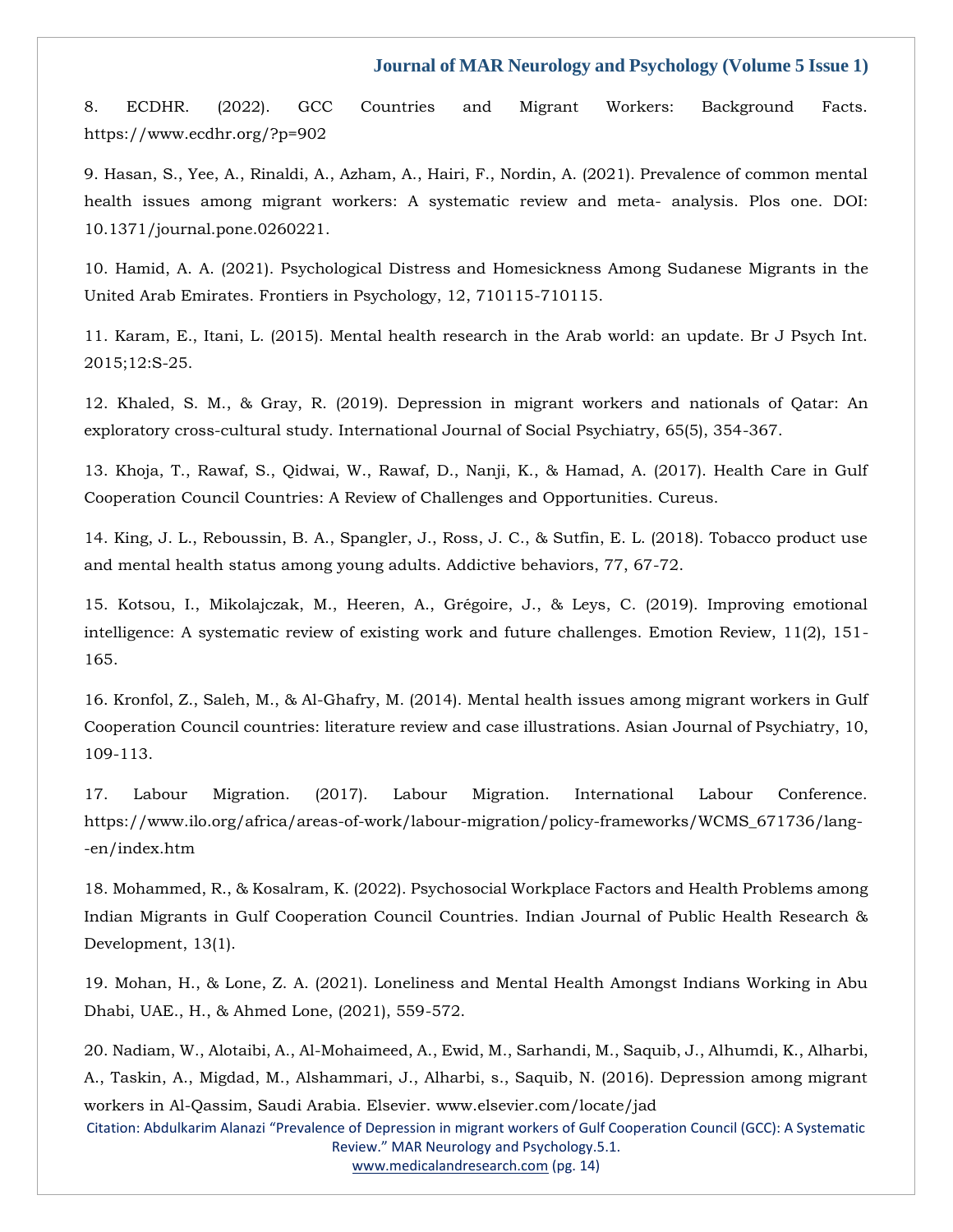8. ECDHR. (2022). GCC Countries and Migrant Workers: Background Facts. https://www.ecdhr.org/?p=902

9. Hasan, S., Yee, A., Rinaldi, A., Azham, A., Hairi, F., Nordin, A. (2021). Prevalence of common mental health issues among migrant workers: A systematic review and meta- analysis. Plos one. DOI: 10.1371/journal.pone.0260221.

10. Hamid, A. A. (2021). Psychological Distress and Homesickness Among Sudanese Migrants in the United Arab Emirates. Frontiers in Psychology, 12, 710115-710115.

11. Karam, E., Itani, L. (2015). Mental health research in the Arab world: an update. Br J Psych Int. 2015;12:S-25.

12. Khaled, S. M., & Gray, R. (2019). Depression in migrant workers and nationals of Qatar: An exploratory cross-cultural study. International Journal of Social Psychiatry, 65(5), 354-367.

13. Khoja, T., Rawaf, S., Qidwai, W., Rawaf, D., Nanji, K., & Hamad, A. (2017). Health Care in Gulf Cooperation Council Countries: A Review of Challenges and Opportunities. Cureus.

14. King, J. L., Reboussin, B. A., Spangler, J., Ross, J. C., & Sutfin, E. L. (2018). Tobacco product use and mental health status among young adults. Addictive behaviors, 77, 67-72.

15. Kotsou, I., Mikolajczak, M., Heeren, A., Grégoire, J., & Leys, C. (2019). Improving emotional intelligence: A systematic review of existing work and future challenges. Emotion Review, 11(2), 151-165.

16. Kronfol, Z., Saleh, M., & Al-Ghafry, M. (2014). Mental health issues among migrant workers in Gulf Cooperation Council countries: literature review and case illustrations. Asian Journal of Psychiatry, 10, 109-113.

17. Labour Migration. (2017). Labour Migration. International Labour Conference. https://www.ilo.org/africa/areas-of-work/labour-migration/policy-frameworks/WCMS_671736/lang--en/index.htm

18. Mohammed, R., & Kosalram, K. (2022). Psychosocial Workplace Factors and Health Problems among Indian Migrants in Gulf Cooperation Council Countries. Indian Journal of Public Health Research & Development, 13(1).

19. Mohan, H., & Lone, Z. A. (2021). Loneliness and Mental Health Amongst Indians Working in Abu Dhabi, UAE., H., & Ahmed Lone, (2021), 559-572.

20. Nadiam, W., Alotaibi, A., Al-Mohaimeed, A., Ewid, M., Sarhandi, M., Saquib, J., Alhumdi, K., Alharbi, A., Taskin, A., Migdad, M., Alshammari, J., Alharbi, s., Saquib, N. (2016). Depression among migrant workers in Al-Qassim, Saudi Arabia. Elsevier. www.elsevier.com/locate/jad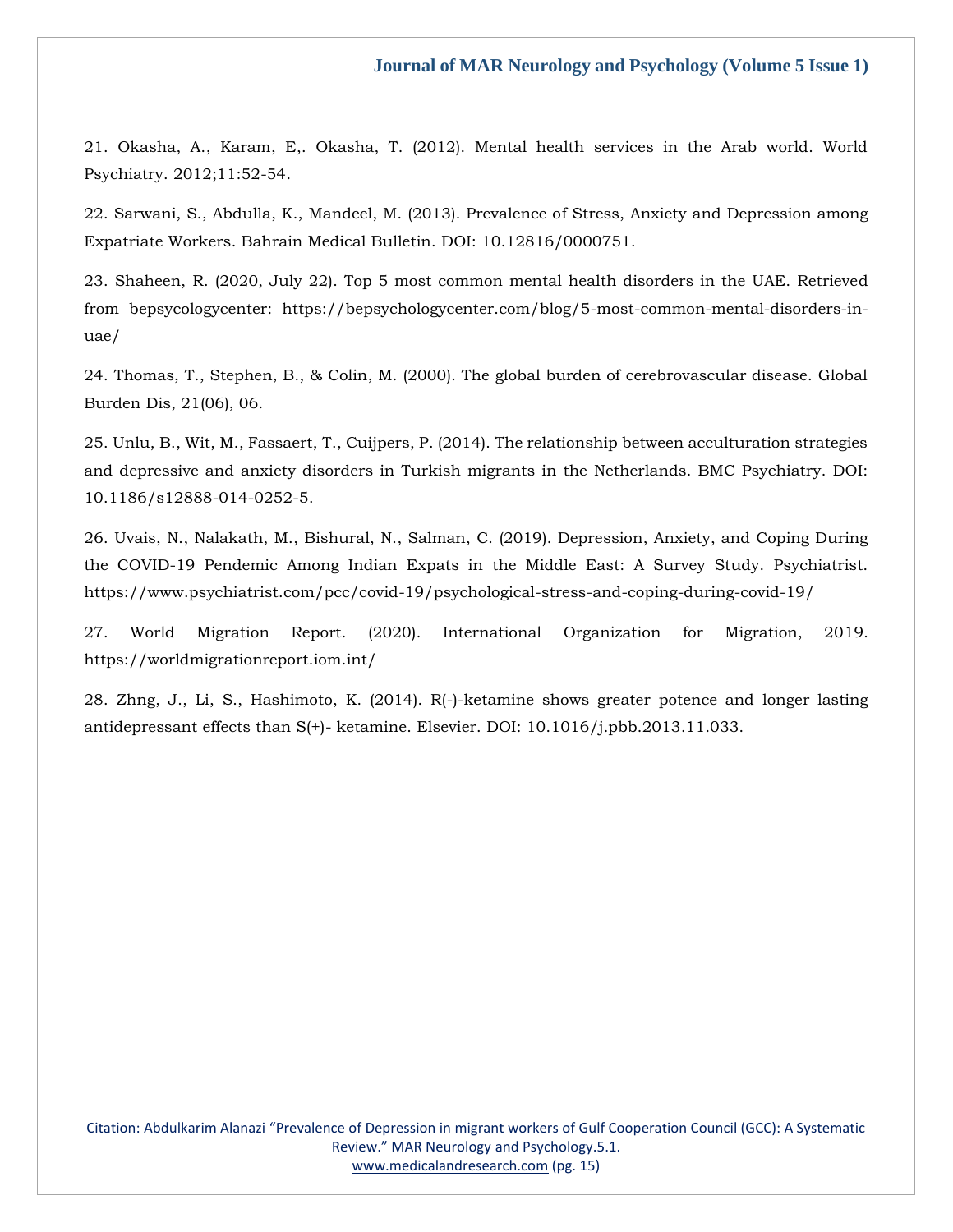21. Okasha, A., Karam, E,. Okasha, T. (2012). Mental health services in the Arab world. World Psychiatry. 2012;11:52-54.

22. Sarwani, S., Abdulla, K., Mandeel, M. (2013). Prevalence of Stress, Anxiety and Depression among Expatriate Workers. Bahrain Medical Bulletin. DOI: 10.12816/0000751.

23. Shaheen, R. (2020, July 22). Top 5 most common mental health disorders in the UAE. Retrieved from bepsycologycenter: https://bepsychologycenter.com/blog/5-most-common-mental-disorders-in-uae/

24. Thomas, T., Stephen, B., & Colin, M. (2000). The global burden of cerebrovascular disease. Global Burden Dis, 21(06), 06.

25. Unlu, B., Wit, M., Fassaert, T., Cuijpers, P. (2014). The relationship between acculturation strategies and depressive and anxiety disorders in Turkish migrants in the Netherlands. BMC Psychiatry. DOI: 10.1186/s12888-014-0252-5.

26. Uvais, N., Nalakath, M., Bishural, N., Salman, C. (2019). Depression, Anxiety, and Coping During the COVID-19 Pendemic Among Indian Expats in the Middle East: A Survey Study. Psychiatrist. https://www.psychiatrist.com/pcc/covid-19/psychological-stress-and-coping-during-covid-19/

27. World Migration Report. (2020). International Organization for Migration, 2019. https://worldmigrationreport.iom.int/

28. Zhng, J., Li, S., Hashimoto, K. (2014). R(-)-ketamine shows greater potence and longer lasting antidepressant effects than S(+)- ketamine. Elsevier. DOI: 10.1016/j.pbb.2013.11.033.